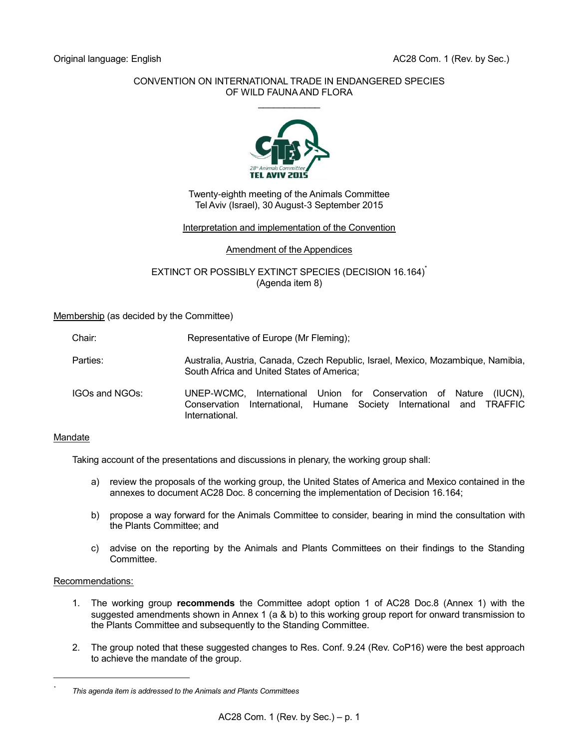Original language: English AC28 Com. 1 (Rev. by Sec.)

CONVENTION ON INTERNATIONAL TRADE IN ENDANGERED SPECIES OF WILD FAUNA AND FLORA

\_\_\_\_\_\_\_\_\_\_\_\_\_\_\_\_\_\_\_\_

Twenty-eighth meeting of the Animals Committee
Tel Aviv (Israel), 30 August-3 September 2015

Interpretation and implementation of the Convention

Amendment of the Appendices

EXTINCT OR POSSIBLY EXTINCT SPECIES (DECISION 16.164)[*]
(Agenda item 8)

Membership (as decided by the Committee)

| | |
|---|---|
| Chair: | Representative of Europe (Mr Fleming); |
| Parties: | Australia, Austria, Canada, Czech Republic, Israel, Mexico, Mozambique, Namibia, South Africa and United States of America; |
| IGOs and NGOs: | UNEP-WCMC, International Union for Conservation of Nature (IUCN), Conservation International, Humane Society International and TRAFFIC International. |

Mandate

Taking account of the presentations and discussions in plenary, the working group shall:

a) review the proposals of the working group, the United States of America and Mexico contained in the annexes to document AC28 Doc. 8 concerning the implementation of Decision 16.164;

b) propose a way forward for the Animals Committee to consider, bearing in mind the consultation with the Plants Committee; and

c) advise on the reporting by the Animals and Plants Committees on their findings to the Standing Committee.

Recommendations:

1. The working group **recommends** the Committee adopt option 1 of AC28 Doc.8 (Annex 1) with the suggested amendments shown in Annex 1 (a & b) to this working group report for onward transmission to the Plants Committee and subsequently to the Standing Committee.

2. The group noted that these suggested changes to Res. Conf. 9.24 (Rev. CoP16) were the best approach to achieve the mandate of the group.

[*] *This agenda item is addressed to the Animals and Plants Committees*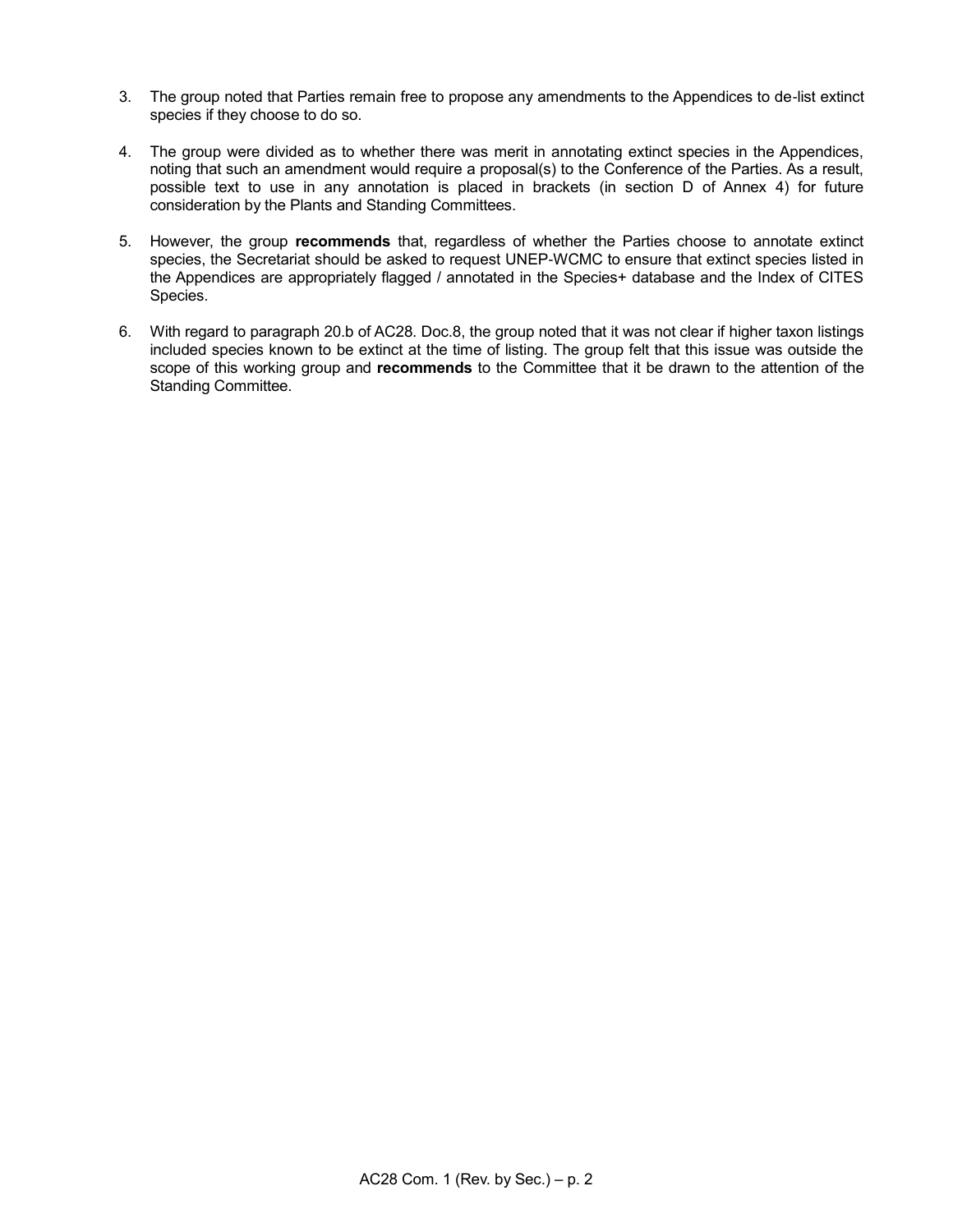3. The group noted that Parties remain free to propose any amendments to the Appendices to de-list extinct species if they choose to do so.

4. The group were divided as to whether there was merit in annotating extinct species in the Appendices, noting that such an amendment would require a proposal(s) to the Conference of the Parties. As a result, possible text to use in any annotation is placed in brackets (in section D of Annex 4) for future consideration by the Plants and Standing Committees.

5. However, the group **recommends** that, regardless of whether the Parties choose to annotate extinct species, the Secretariat should be asked to request UNEP-WCMC to ensure that extinct species listed in the Appendices are appropriately flagged / annotated in the Species+ database and the Index of CITES Species.

6. With regard to paragraph 20.b of AC28. Doc.8, the group noted that it was not clear if higher taxon listings included species known to be extinct at the time of listing. The group felt that this issue was outside the scope of this working group and **recommends** to the Committee that it be drawn to the attention of the Standing Committee.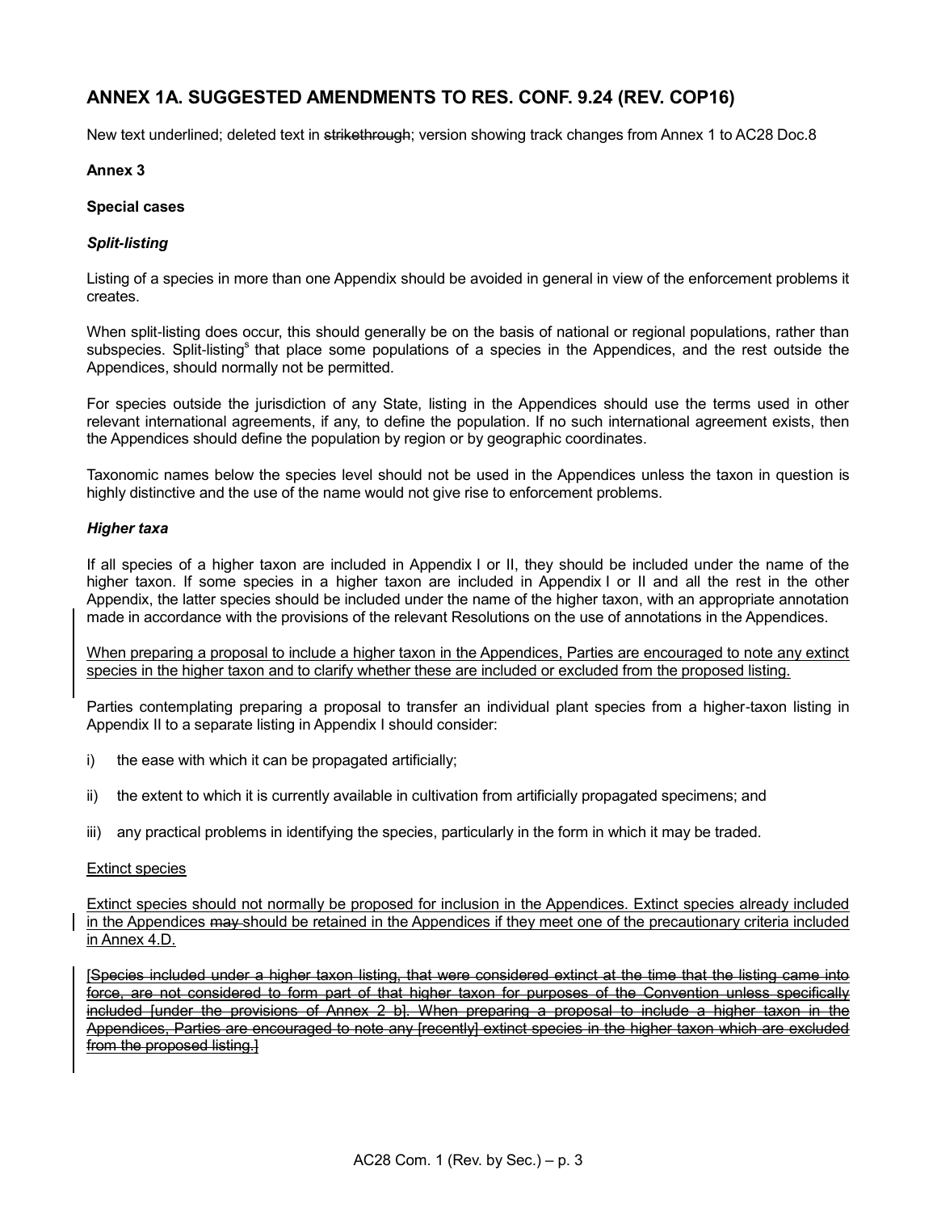## ANNEX 1A. SUGGESTED AMENDMENTS TO RES. CONF. 9.24 (REV. COP16)

New text underlined; deleted text in ~~strikethrough~~; version showing track changes from Annex 1 to AC28 Doc.8

**Annex 3**

**Special cases**

***Split-listing***

Listing of a species in more than one Appendix should be avoided in general in view of the enforcement problems it creates.

When split-listing does occur, this should generally be on the basis of national or regional populations, rather than subspecies. Split-listings that place some populations of a species in the Appendices, and the rest outside the Appendices, should normally not be permitted.

For species outside the jurisdiction of any State, listing in the Appendices should use the terms used in other relevant international agreements, if any, to define the population. If no such international agreement exists, then the Appendices should define the population by region or by geographic coordinates.

Taxonomic names below the species level should not be used in the Appendices unless the taxon in question is highly distinctive and the use of the name would not give rise to enforcement problems.

***Higher taxa***

If all species of a higher taxon are included in Appendix I or II, they should be included under the name of the higher taxon. If some species in a higher taxon are included in Appendix I or II and all the rest in the other Appendix, the latter species should be included under the name of the higher taxon, with an appropriate annotation made in accordance with the provisions of the relevant Resolutions on the use of annotations in the Appendices.

<u>When preparing a proposal to include a higher taxon in the Appendices, Parties are encouraged to note any extinct species in the higher taxon and to clarify whether these are included or excluded from the proposed listing.</u>

Parties contemplating preparing a proposal to transfer an individual plant species from a higher-taxon listing in Appendix II to a separate listing in Appendix I should consider:

i) the ease with which it can be propagated artificially;

ii) the extent to which it is currently available in cultivation from artificially propagated specimens; and

iii) any practical problems in identifying the species, particularly in the form in which it may be traded.

<u>Extinct species</u>

<u>Extinct species should not normally be proposed for inclusion in the Appendices. Extinct species already included in the Appendices ~~may~~ should be retained in the Appendices if they meet one of the precautionary criteria included in Annex 4.D.</u>

~~[Species included under a higher taxon listing, that were considered extinct at the time that the listing came into force, are not considered to form part of that higher taxon for purposes of the Convention unless specifically included [under the provisions of Annex 2 b]. When preparing a proposal to include a higher taxon in the Appendices, Parties are encouraged to note any [recently] extinct species in the higher taxon which are excluded from the proposed listing.]~~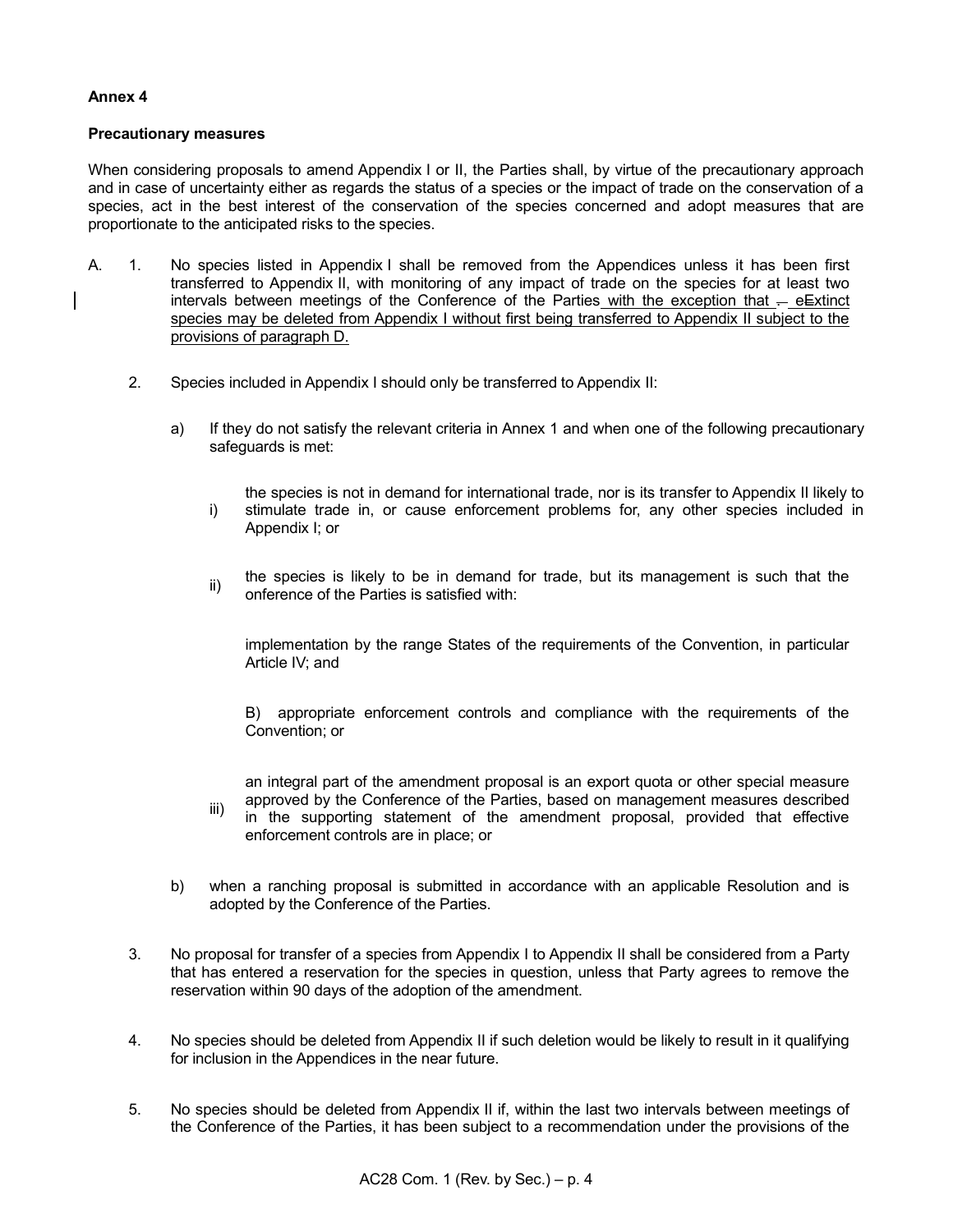**Annex 4**

**Precautionary measures**

When considering proposals to amend Appendix I or II, the Parties shall, by virtue of the precautionary approach and in case of uncertainty either as regards the status of a species or the impact of trade on the conservation of a species, act in the best interest of the conservation of the species concerned and adopt measures that are proportionate to the anticipated risks to the species.

A. 1. No species listed in Appendix I shall be removed from the Appendices unless it has been first transferred to Appendix II, with monitoring of any impact of trade on the species for at least two intervals between meetings of the Conference of the Parties with the exception that ~~.~~ e~~E~~xtinct species may be deleted from Appendix I without first being transferred to Appendix II subject to the provisions of paragraph D.

2. Species included in Appendix I should only be transferred to Appendix II:

   a) If they do not satisfy the relevant criteria in Annex 1 and when one of the following precautionary safeguards is met:

      i) the species is not in demand for international trade, nor is its transfer to Appendix II likely to stimulate trade in, or cause enforcement problems for, any other species included in Appendix I; or

      ii) the species is likely to be in demand for trade, but its management is such that the onference of the Parties is satisfied with:

         implementation by the range States of the requirements of the Convention, in particular Article IV; and

         B) appropriate enforcement controls and compliance with the requirements of the Convention; or

      iii) an integral part of the amendment proposal is an export quota or other special measure approved by the Conference of the Parties, based on management measures described in the supporting statement of the amendment proposal, provided that effective enforcement controls are in place; or

   b) when a ranching proposal is submitted in accordance with an applicable Resolution and is adopted by the Conference of the Parties.

3. No proposal for transfer of a species from Appendix I to Appendix II shall be considered from a Party that has entered a reservation for the species in question, unless that Party agrees to remove the reservation within 90 days of the adoption of the amendment.

4. No species should be deleted from Appendix II if such deletion would be likely to result in it qualifying for inclusion in the Appendices in the near future.

5. No species should be deleted from Appendix II if, within the last two intervals between meetings of the Conference of the Parties, it has been subject to a recommendation under the provisions of the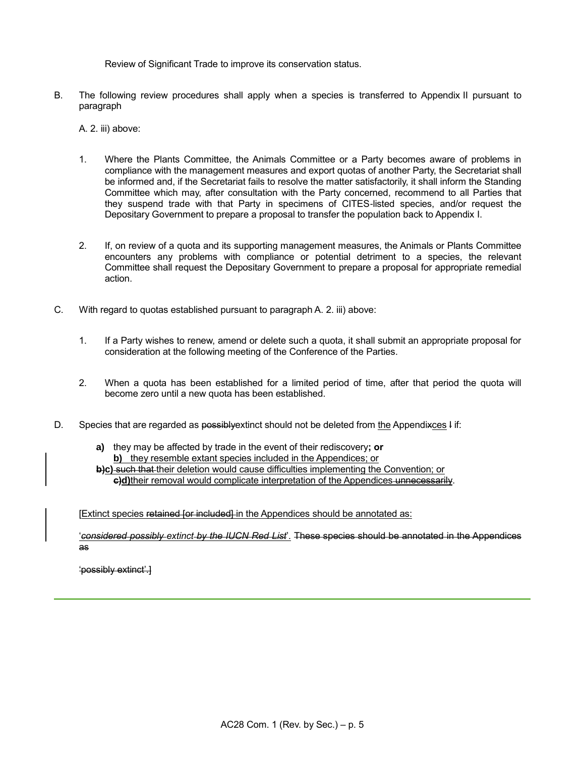Review of Significant Trade to improve its conservation status.

B. The following review procedures shall apply when a species is transferred to Appendix II pursuant to paragraph

A. 2. iii) above:

1. Where the Plants Committee, the Animals Committee or a Party becomes aware of problems in compliance with the management measures and export quotas of another Party, the Secretariat shall be informed and, if the Secretariat fails to resolve the matter satisfactorily, it shall inform the Standing Committee which may, after consultation with the Party concerned, recommend to all Parties that they suspend trade with that Party in specimens of CITES-listed species, and/or request the Depositary Government to prepare a proposal to transfer the population back to Appendix I.

2. If, on review of a quota and its supporting management measures, the Animals or Plants Committee encounters any problems with compliance or potential detriment to a species, the relevant Committee shall request the Depositary Government to prepare a proposal for appropriate remedial action.

C. With regard to quotas established pursuant to paragraph A. 2. iii) above:

1. If a Party wishes to renew, amend or delete such a quota, it shall submit an appropriate proposal for consideration at the following meeting of the Conference of the Parties.

2. When a quota has been established for a limited period of time, after that period the quota will become zero until a new quota has been established.

D. Species that are regarded as ~~possibly~~extinct should not be deleted from the Appendi~~x~~ces ~~I~~ if:

**a)** they may be affected by trade in the event of their rediscovery**; or**
**b)** they resemble extant species included in the Appendices; or
~~**b)**~~**c)** ~~such that~~ their deletion would cause difficulties implementing the Convention; or
~~**c)**~~**d)** their removal would complicate interpretation of the Appendices ~~unnecessarily~~.

[Extinct species ~~retained [or included]~~ in the Appendices should be annotated as:

'*~~considered possibly~~ extinct ~~by the IUCN Red List~~*'. ~~These species should be annotated in the Appendices as~~

~~'possibly extinct'.]~~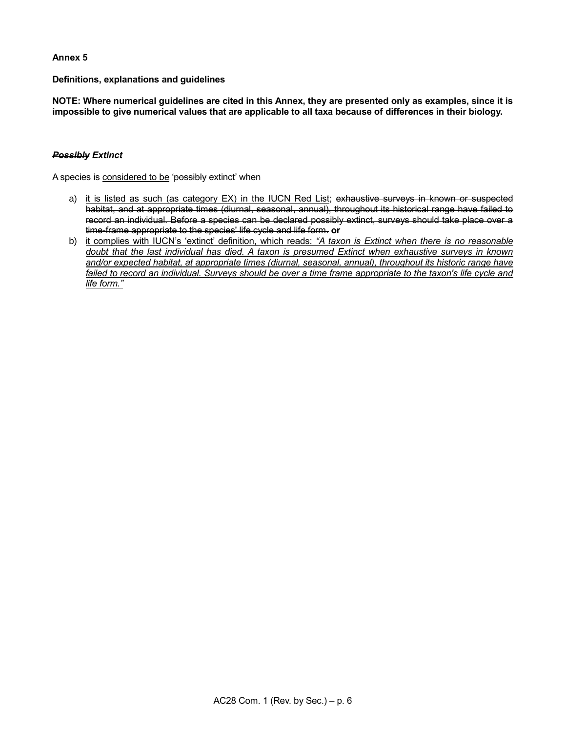**Annex 5**

**Definitions, explanations and guidelines**

**NOTE: Where numerical guidelines are cited in this Annex, they are presented only as examples, since it is impossible to give numerical values that are applicable to all taxa because of differences in their biology.**

***~~Possibly~~ Extinct***

A species is <u>considered to be</u> '~~possibly~~ extinct' when

a) <u>it is listed as such (as category EX) in the IUCN Red List</u>; ~~exhaustive surveys in known or suspected habitat, and at appropriate times (diurnal, seasonal, annual), throughout its historical range have failed to record an individual. Before a species can be declared possibly extinct, surveys should take place over a time-frame appropriate to the species' life cycle and life form.~~ **or**

b) <u>it complies with IUCN's 'extinct' definition, which reads:</u> <u>*"A taxon is Extinct when there is no reasonable doubt that the last individual has died. A taxon is presumed Extinct when exhaustive surveys in known and/or expected habitat, at appropriate times (diurnal, seasonal, annual), throughout its historic range have failed to record an individual. Surveys should be over a time frame appropriate to the taxon's life cycle and life form."*</u>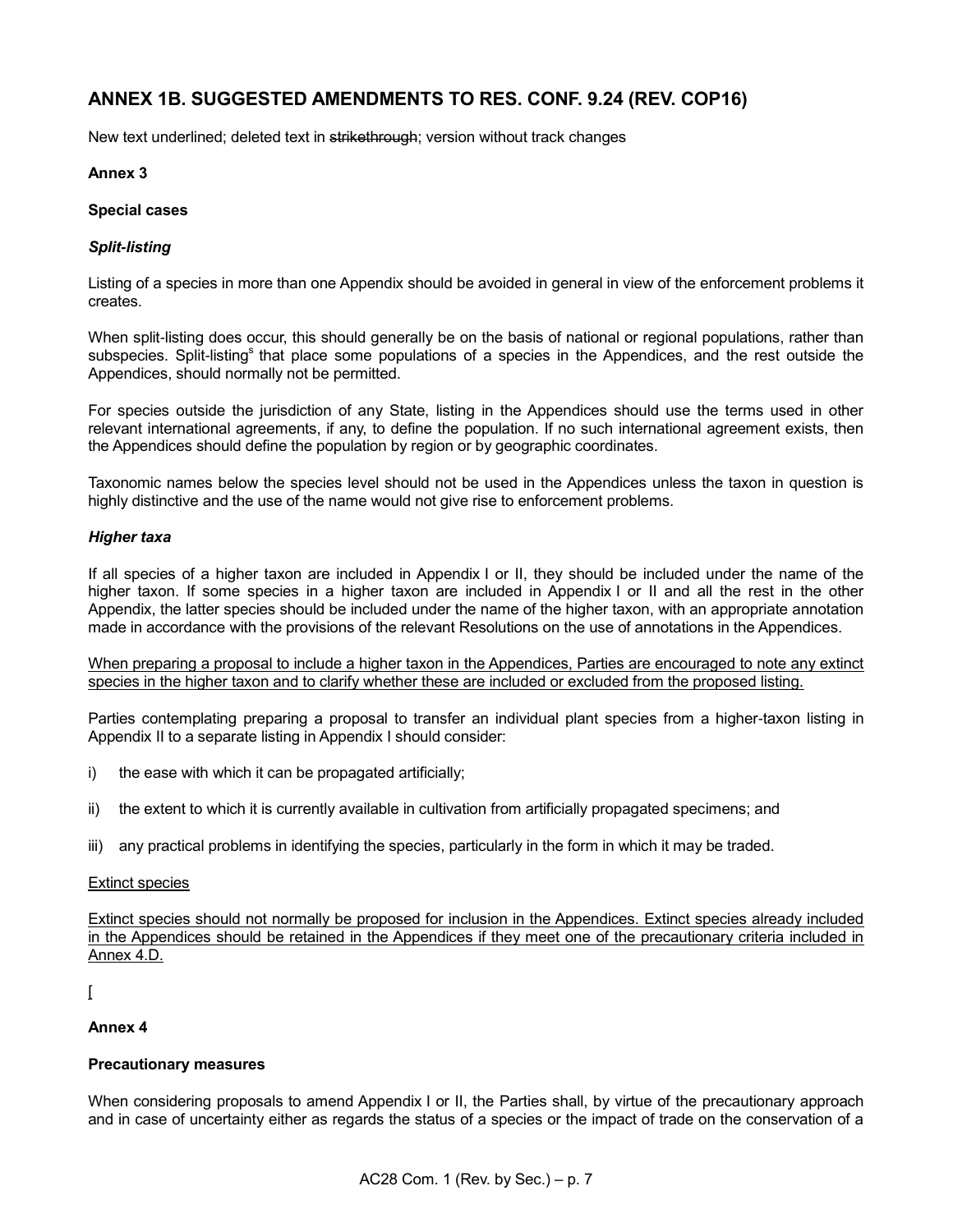## ANNEX 1B. SUGGESTED AMENDMENTS TO RES. CONF. 9.24 (REV. COP16)

New text underlined; deleted text in ~~strikethrough~~; version without track changes

**Annex 3**

**Special cases**

***Split-listing***

Listing of a species in more than one Appendix should be avoided in general in view of the enforcement problems it creates.

When split-listing does occur, this should generally be on the basis of national or regional populations, rather than subspecies. Split-listing[s] that place some populations of a species in the Appendices, and the rest outside the Appendices, should normally not be permitted.

For species outside the jurisdiction of any State, listing in the Appendices should use the terms used in other relevant international agreements, if any, to define the population. If no such international agreement exists, then the Appendices should define the population by region or by geographic coordinates.

Taxonomic names below the species level should not be used in the Appendices unless the taxon in question is highly distinctive and the use of the name would not give rise to enforcement problems.

***Higher taxa***

If all species of a higher taxon are included in Appendix I or II, they should be included under the name of the higher taxon. If some species in a higher taxon are included in Appendix I or II and all the rest in the other Appendix, the latter species should be included under the name of the higher taxon, with an appropriate annotation made in accordance with the provisions of the relevant Resolutions on the use of annotations in the Appendices.

<u>When preparing a proposal to include a higher taxon in the Appendices, Parties are encouraged to note any extinct species in the higher taxon and to clarify whether these are included or excluded from the proposed listing.</u>

Parties contemplating preparing a proposal to transfer an individual plant species from a higher-taxon listing in Appendix II to a separate listing in Appendix I should consider:

i) the ease with which it can be propagated artificially;

ii) the extent to which it is currently available in cultivation from artificially propagated specimens; and

iii) any practical problems in identifying the species, particularly in the form in which it may be traded.

<u>Extinct species</u>

<u>Extinct species should not normally be proposed for inclusion in the Appendices. Extinct species already included in the Appendices should be retained in the Appendices if they meet one of the precautionary criteria included in Annex 4.D.</u>

<u>[</u>

**Annex 4**

**Precautionary measures**

When considering proposals to amend Appendix I or II, the Parties shall, by virtue of the precautionary approach and in case of uncertainty either as regards the status of a species or the impact of trade on the conservation of a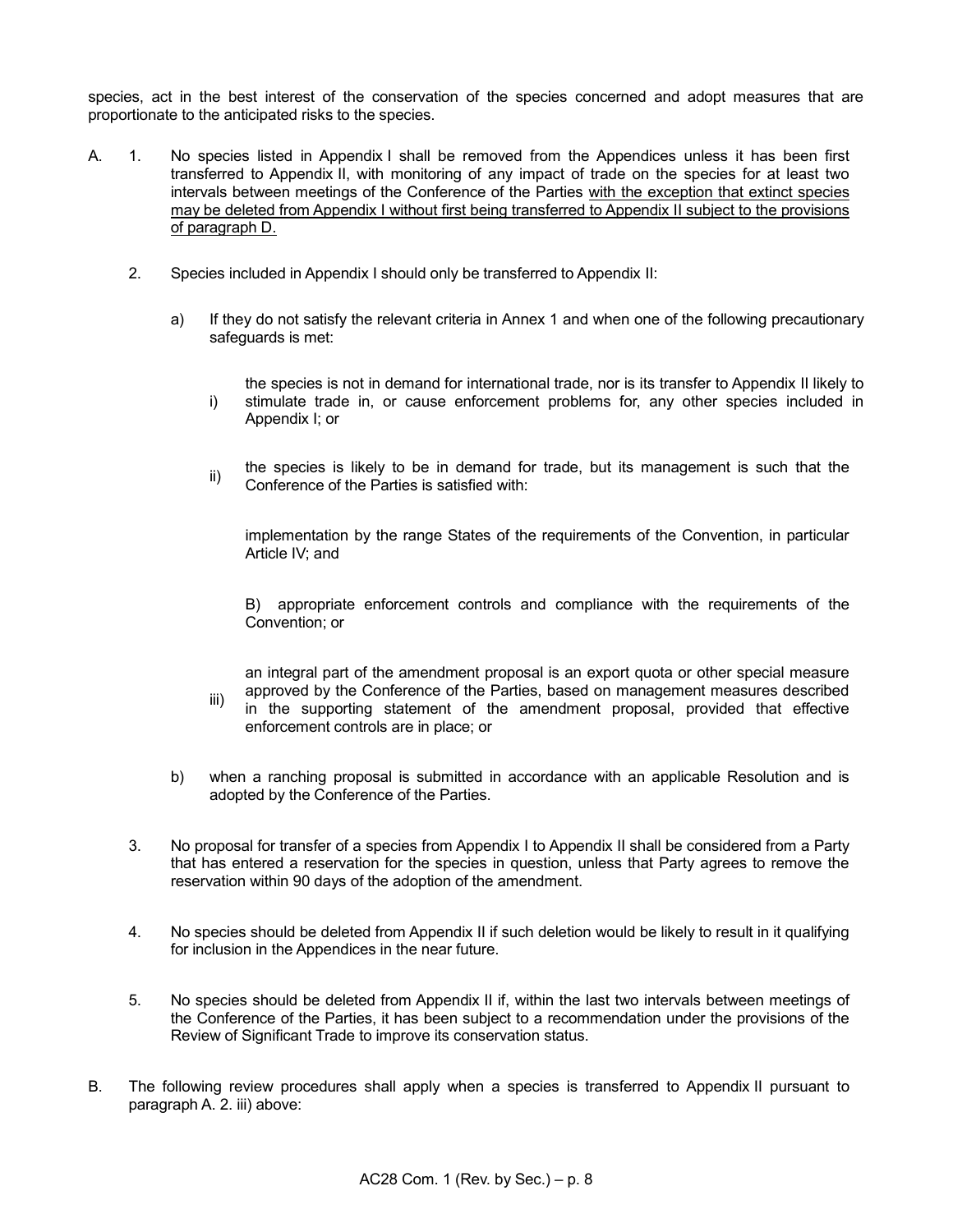species, act in the best interest of the conservation of the species concerned and adopt measures that are proportionate to the anticipated risks to the species.

A. 1. No species listed in Appendix I shall be removed from the Appendices unless it has been first transferred to Appendix II, with monitoring of any impact of trade on the species for at least two intervals between meetings of the Conference of the Parties <u>with the exception that extinct species may be deleted from Appendix I without first being transferred to Appendix II subject to the provisions of paragraph D.</u>

2. Species included in Appendix I should only be transferred to Appendix II:

a) If they do not satisfy the relevant criteria in Annex 1 and when one of the following precautionary safeguards is met:

i) the species is not in demand for international trade, nor is its transfer to Appendix II likely to stimulate trade in, or cause enforcement problems for, any other species included in Appendix I; or

ii) the species is likely to be in demand for trade, but its management is such that the Conference of the Parties is satisfied with:

implementation by the range States of the requirements of the Convention, in particular Article IV; and

B) appropriate enforcement controls and compliance with the requirements of the Convention; or

iii) an integral part of the amendment proposal is an export quota or other special measure approved by the Conference of the Parties, based on management measures described in the supporting statement of the amendment proposal, provided that effective enforcement controls are in place; or

b) when a ranching proposal is submitted in accordance with an applicable Resolution and is adopted by the Conference of the Parties.

3. No proposal for transfer of a species from Appendix I to Appendix II shall be considered from a Party that has entered a reservation for the species in question, unless that Party agrees to remove the reservation within 90 days of the adoption of the amendment.

4. No species should be deleted from Appendix II if such deletion would be likely to result in it qualifying for inclusion in the Appendices in the near future.

5. No species should be deleted from Appendix II if, within the last two intervals between meetings of the Conference of the Parties, it has been subject to a recommendation under the provisions of the Review of Significant Trade to improve its conservation status.

B. The following review procedures shall apply when a species is transferred to Appendix II pursuant to paragraph A. 2. iii) above: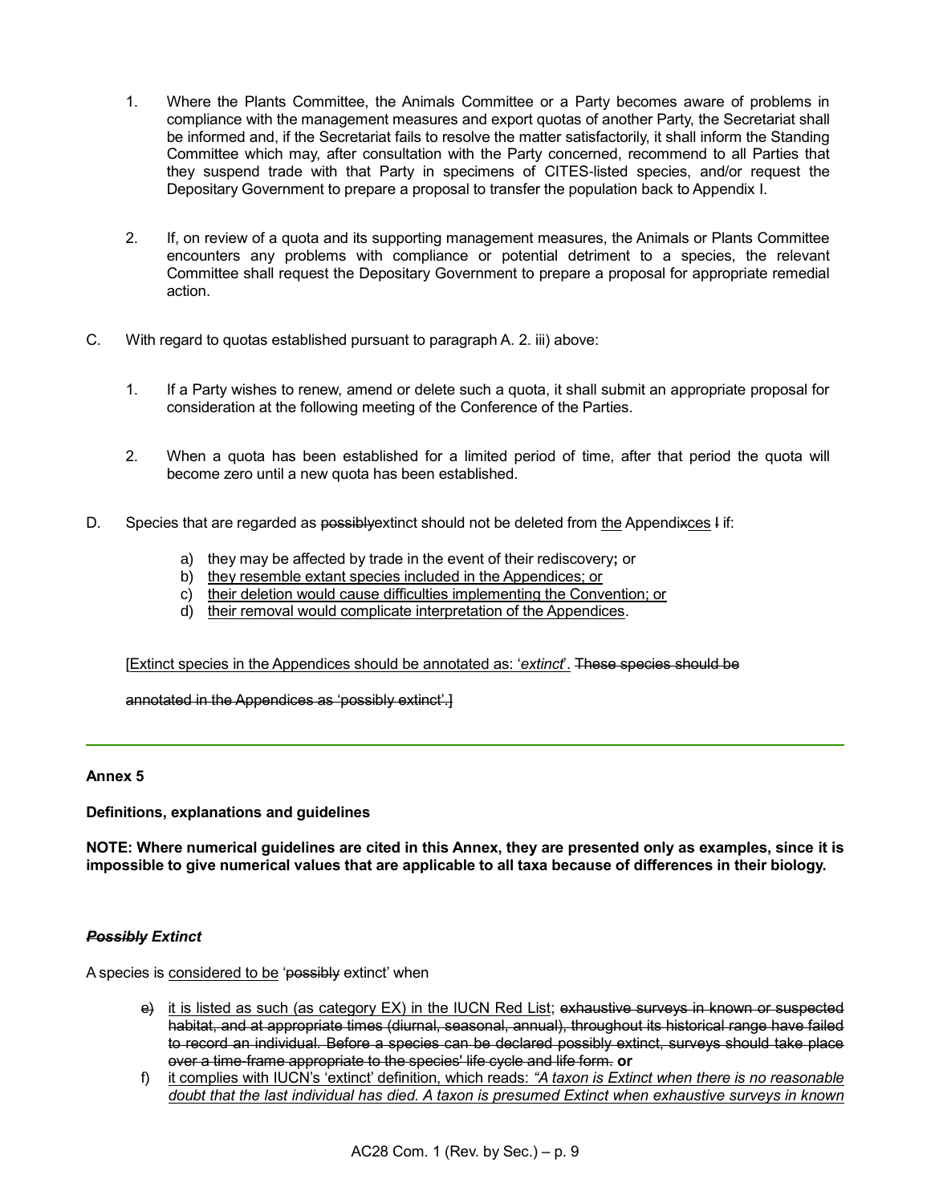1. Where the Plants Committee, the Animals Committee or a Party becomes aware of problems in compliance with the management measures and export quotas of another Party, the Secretariat shall be informed and, if the Secretariat fails to resolve the matter satisfactorily, it shall inform the Standing Committee which may, after consultation with the Party concerned, recommend to all Parties that they suspend trade with that Party in specimens of CITES-listed species, and/or request the Depositary Government to prepare a proposal to transfer the population back to Appendix I.

2. If, on review of a quota and its supporting management measures, the Animals or Plants Committee encounters any problems with compliance or potential detriment to a species, the relevant Committee shall request the Depositary Government to prepare a proposal for appropriate remedial action.

C. With regard to quotas established pursuant to paragraph A. 2. iii) above:

1. If a Party wishes to renew, amend or delete such a quota, it shall submit an appropriate proposal for consideration at the following meeting of the Conference of the Parties.

2. When a quota has been established for a limited period of time, after that period the quota will become zero until a new quota has been established.

D. Species that are regarded as ~~possibly~~extinct should not be deleted from <u>the</u> Appendi~~x~~<u>ces</u> ~~I~~ if:

a) they may be affected by trade in the event of their rediscovery**;** or
b) <u>they resemble extant species included in the Appendices; or</u>
c) <u>their deletion would cause difficulties implementing the Convention; or</u>
d) <u>their removal would complicate interpretation of the Appendices</u>.

[<u>Extinct species in the Appendices should be annotated as: '*extinct*'.</u> ~~These species should be annotated in the Appendices as 'possibly extinct'.~~]

---

**Annex 5**

**Definitions, explanations and guidelines**

**NOTE: Where numerical guidelines are cited in this Annex, they are presented only as examples, since it is impossible to give numerical values that are applicable to all taxa because of differences in their biology.**

***~~Possibly~~ Extinct***

A species is <u>considered to be</u> '~~possibly~~ extinct' when

~~e)~~ <u>it is listed as such (as category EX) in the IUCN Red List</u>; ~~exhaustive surveys in known or suspected habitat, and at appropriate times (diurnal, seasonal, annual), throughout its historical range have failed to record an individual. Before a species can be declared possibly extinct, surveys should take place over a time-frame appropriate to the species' life cycle and life form.~~ **or**

f) <u>it complies with IUCN's 'extinct' definition, which reads: *"A taxon is Extinct when there is no reasonable doubt that the last individual has died. A taxon is presumed Extinct when exhaustive surveys in known*</u>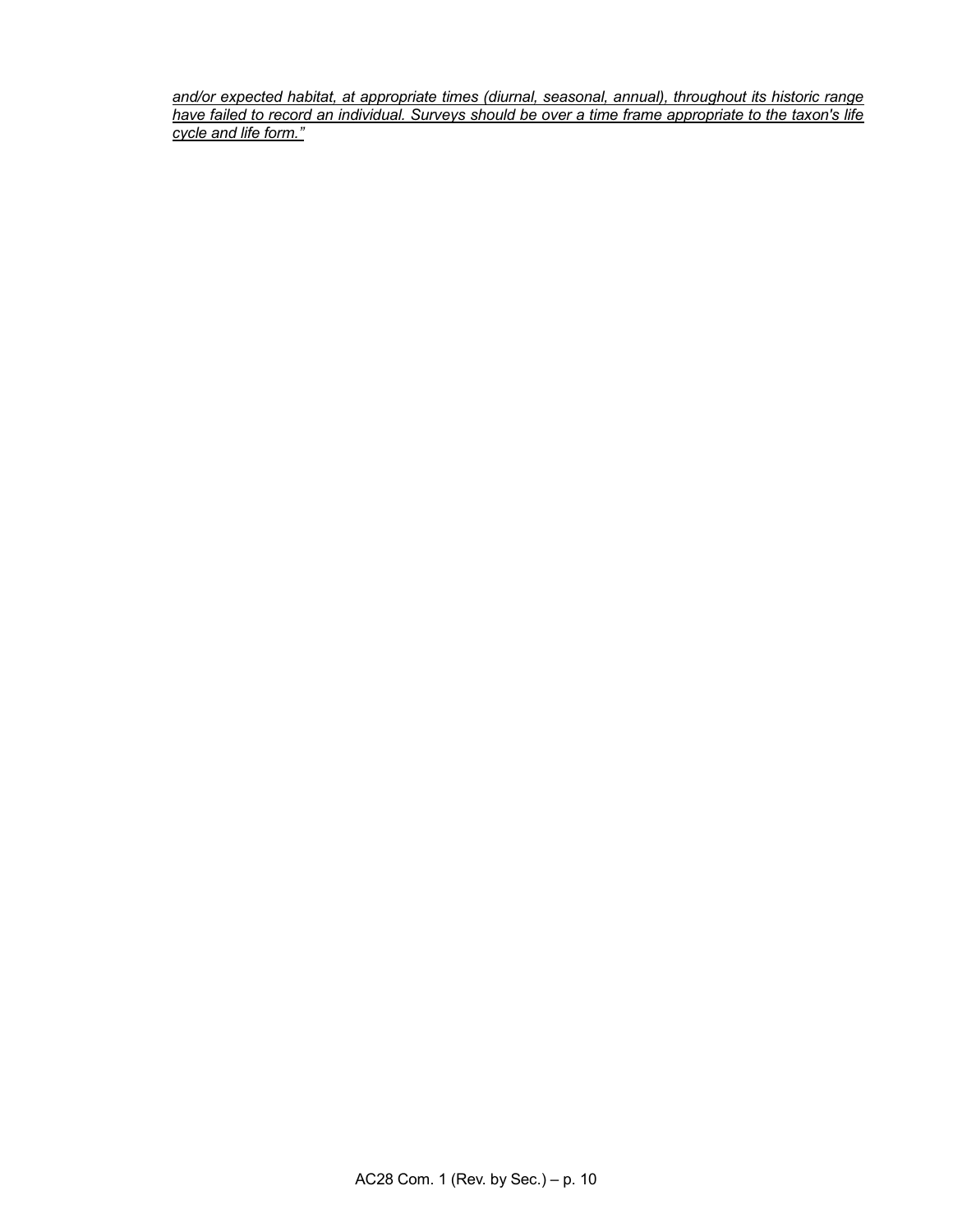*and/or expected habitat, at appropriate times (diurnal, seasonal, annual), throughout its historic range have failed to record an individual. Surveys should be over a time frame appropriate to the taxon's life cycle and life form."*